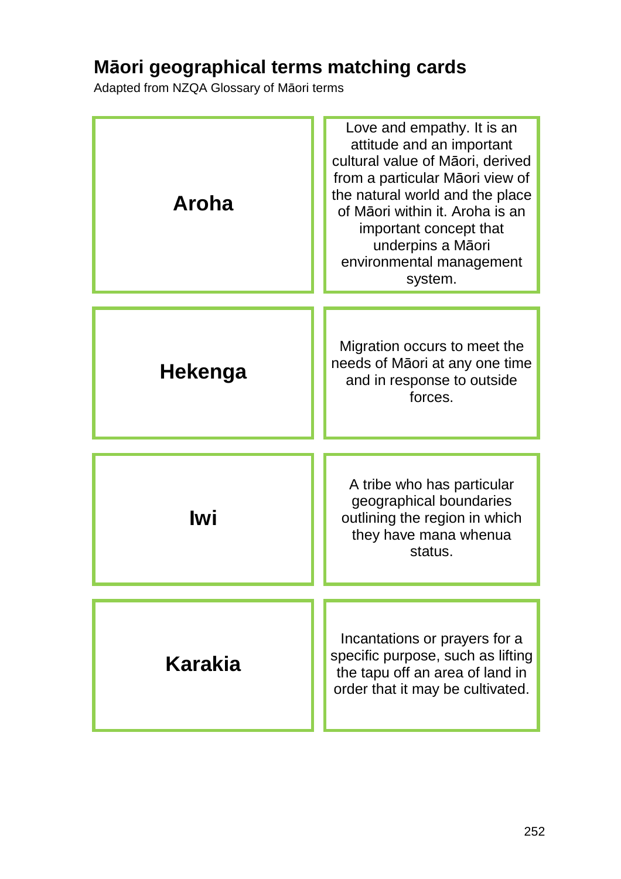## Māori geographical terms matching cards

Adapted from NZQA Glossary of Māori terms

| Term | Definition |
| --- | --- |
| **Aroha** | Love and empathy. It is an attitude and an important cultural value of Māori, derived from a particular Māori view of the natural world and the place of Māori within it. Aroha is an important concept that underpins a Māori environmental management system. |
| **Hekenga** | Migration occurs to meet the needs of Māori at any one time and in response to outside forces. |
| **Iwi** | A tribe who has particular geographical boundaries outlining the region in which they have mana whenua status. |
| **Karakia** | Incantations or prayers for a specific purpose, such as lifting the tapu off an area of land in order that it may be cultivated. |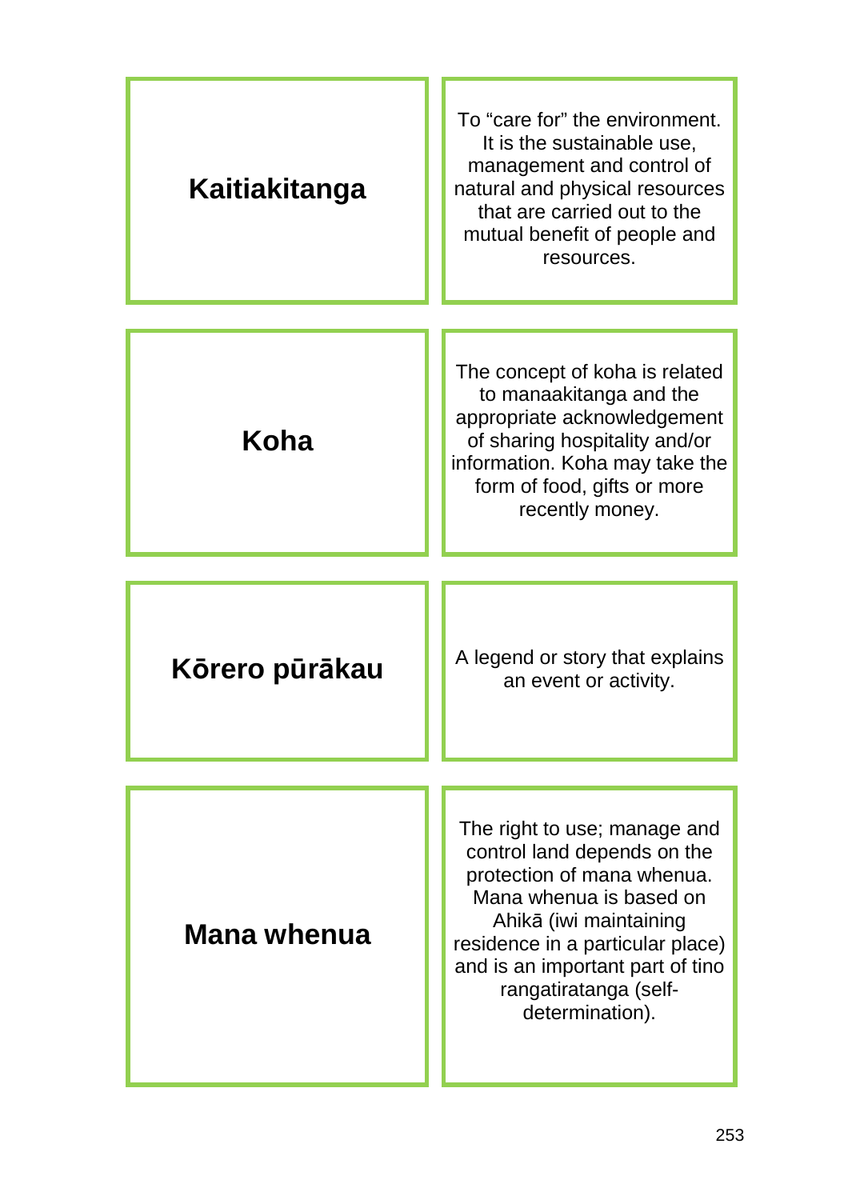| | |
|---|---|
| **Kaitiakitanga** | To “care for” the environment. It is the sustainable use, management and control of natural and physical resources that are carried out to the mutual benefit of people and resources. |
| **Koha** | The concept of koha is related to manaakitanga and the appropriate acknowledgement of sharing hospitality and/or information. Koha may take the form of food, gifts or more recently money. |
| **Kōrero pūrākau** | A legend or story that explains an event or activity. |
| **Mana whenua** | The right to use; manage and control land depends on the protection of mana whenua. Mana whenua is based on Ahikā (iwi maintaining residence in a particular place) and is an important part of tino rangatiratanga (self-determination). |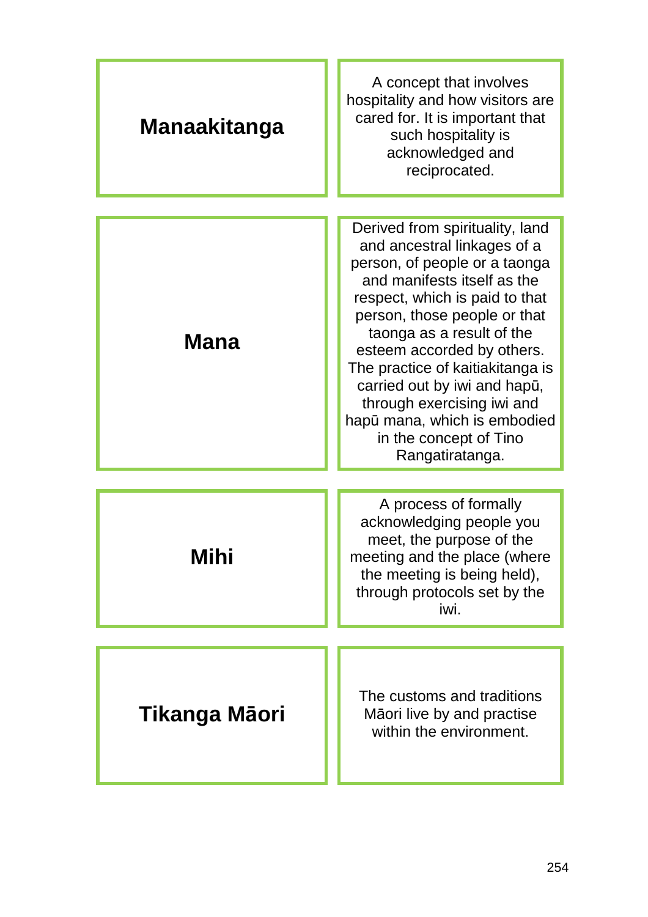| Term | Definition |
| --- | --- |
| **Manaakitanga** | A concept that involves hospitality and how visitors are cared for. It is important that such hospitality is acknowledged and reciprocated. |
| **Mana** | Derived from spirituality, land and ancestral linkages of a person, of people or a taonga and manifests itself as the respect, which is paid to that person, those people or that taonga as a result of the esteem accorded by others. The practice of kaitiakitanga is carried out by iwi and hapū, through exercising iwi and hapū mana, which is embodied in the concept of Tino Rangatiratanga. |
| **Mihi** | A process of formally acknowledging people you meet, the purpose of the meeting and the place (where the meeting is being held), through protocols set by the iwi. |
| **Tikanga Māori** | The customs and traditions Māori live by and practise within the environment. |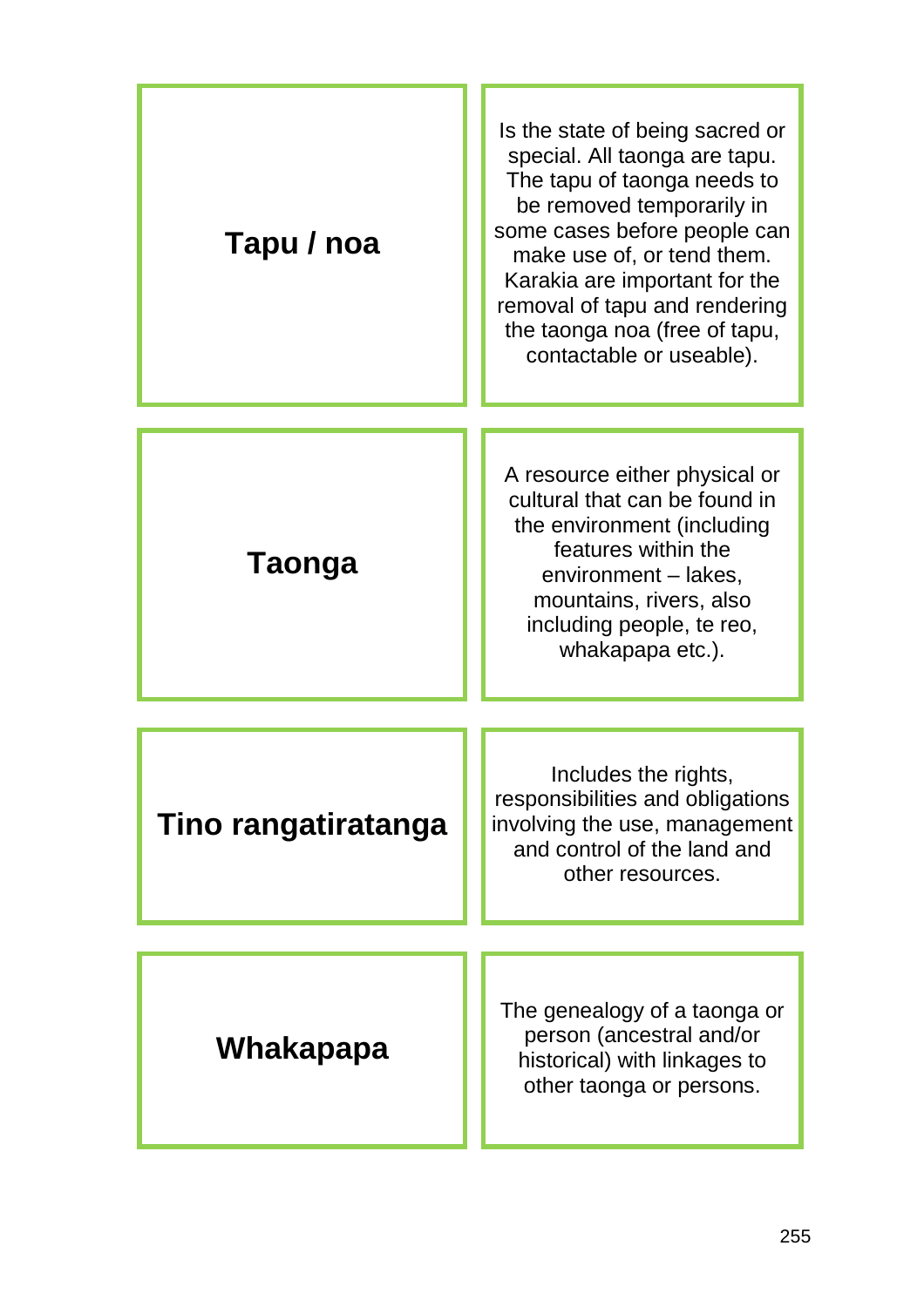| | |
|---|---|
| **Tapu / noa** | Is the state of being sacred or special. All taonga are tapu. The tapu of taonga needs to be removed temporarily in some cases before people can make use of, or tend them. Karakia are important for the removal of tapu and rendering the taonga noa (free of tapu, contactable or useable). |
| **Taonga** | A resource either physical or cultural that can be found in the environment (including features within the environment – lakes, mountains, rivers, also including people, te reo, whakapapa etc.). |
| **Tino rangatiratanga** | Includes the rights, responsibilities and obligations involving the use, management and control of the land and other resources. |
| **Whakapapa** | The genealogy of a taonga or person (ancestral and/or historical) with linkages to other taonga or persons. |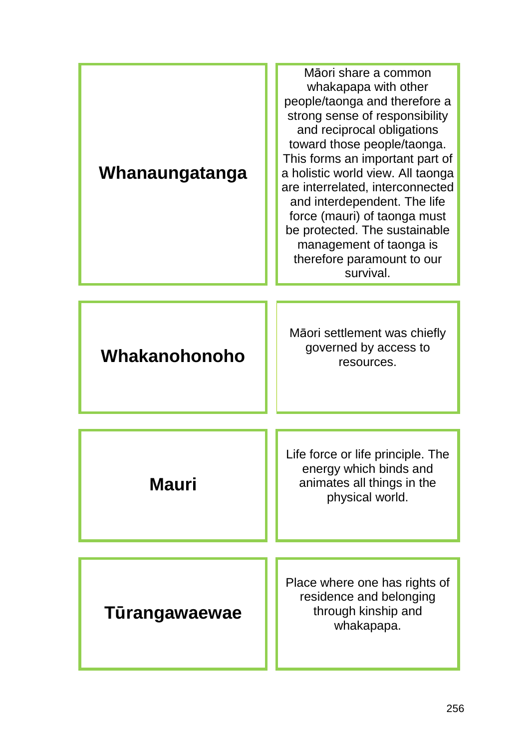| | |
|---|---|
| **Whanaungatanga** | Māori share a common whakapapa with other people/taonga and therefore a strong sense of responsibility and reciprocal obligations toward those people/taonga. This forms an important part of a holistic world view. All taonga are interrelated, interconnected and interdependent. The life force (mauri) of taonga must be protected. The sustainable management of taonga is therefore paramount to our survival. |
| **Whakanohonoho** | Māori settlement was chiefly governed by access to resources. |
| **Mauri** | Life force or life principle. The energy which binds and animates all things in the physical world. |
| **Tūrangawaewae** | Place where one has rights of residence and belonging through kinship and whakapapa. |